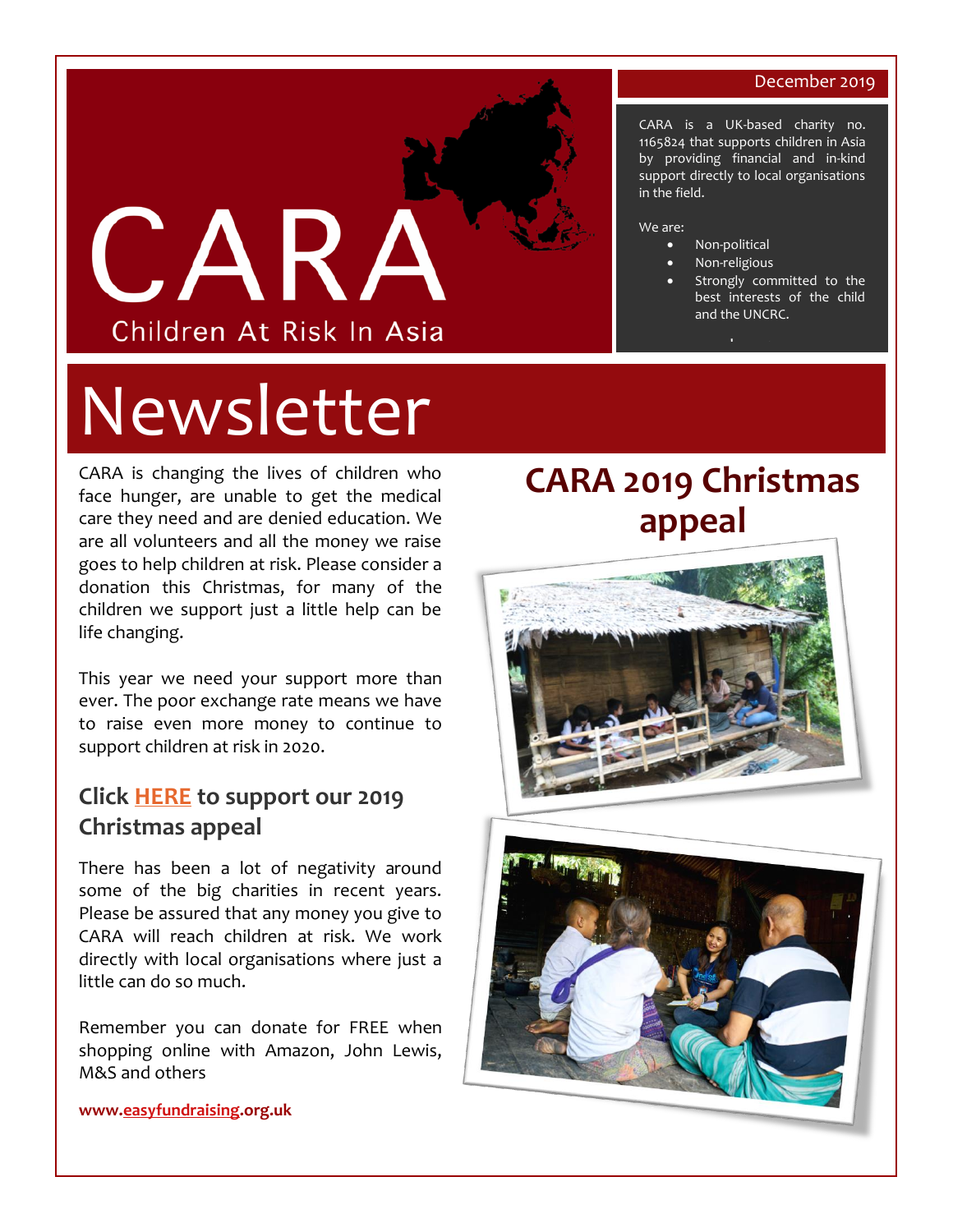# CARA

Children At Risk In Asia

December 2019

CARA is a UK-based charity no. 1165824 that supports children in Asia by providing financial and in-kind support directly to local organisations in the field.

We are:

- Non-political
- Non-religious
- Strongly committed to the best interests of the child and the UNCRC.

# Newsletter

## CARA 2019 Christmas appeal

CARA is changing the lives of children who face hunger, are unable to get the medical care they need and are denied education. We are all volunteers and all the money we raise goes to help children at risk. Please consider a donation this Christmas, for many of the children we support just a little help can be life changing.

This year we need your support more than ever. The poor exchange rate means we have to raise even more money to continue to support children at risk in 2020.

### Click HERE to support our 2019 Christmas appeal

There has been a lot of negativity around some of the big charities in recent years. Please be assured that any money you give to CARA will reach children at risk. We work directly with local organisations where just a little can do so much.

Remember you can donate for FREE when shopping online with Amazon, John Lewis, M&S and others

**www.easyfundraising.org.uk**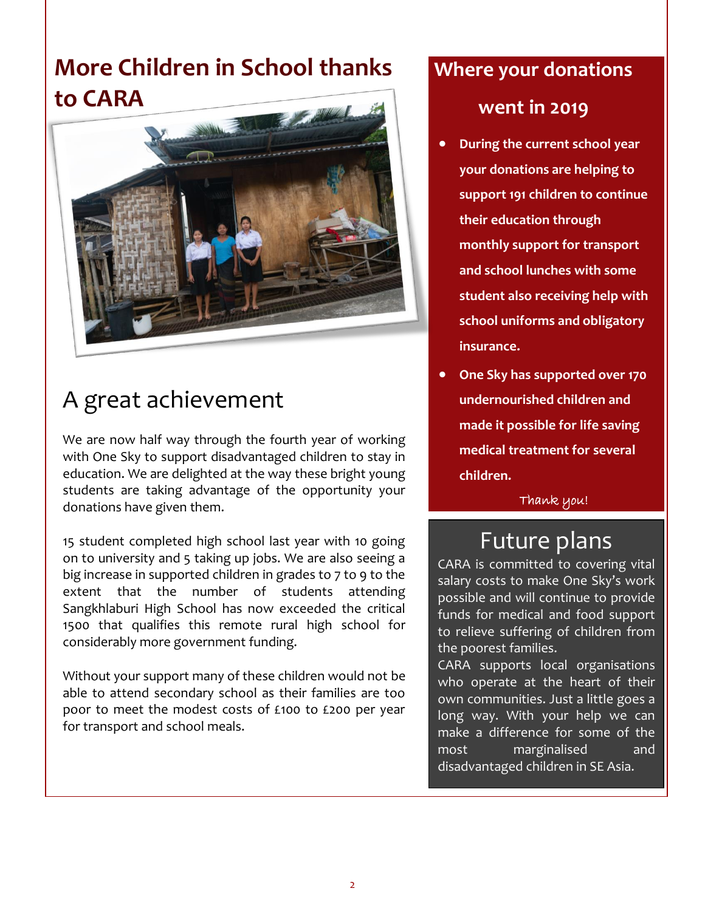# More Children in School thanks to CARA

## A great achievement

We are now half way through the fourth year of working with One Sky to support disadvantaged children to stay in education. We are delighted at the way these bright young students are taking advantage of the opportunity your donations have given them.

15 student completed high school last year with 10 going on to university and 5 taking up jobs. We are also seeing a big increase in supported children in grades to 7 to 9 to the extent that the number of students attending Sangkhlaburi High School has now exceeded the critical 1500 that qualifies this remote rural high school for considerably more government funding.

Without your support many of these children would not be able to attend secondary school as their families are too poor to meet the modest costs of £100 to £200 per year for transport and school meals.

## Where your donations went in 2019

- **During the current school year your donations are helping to support 191 children to continue their education through monthly support for transport and school lunches with some student also receiving help with school uniforms and obligatory insurance.**
- **One Sky has supported over 170 undernourished children and made it possible for life saving medical treatment for several children.**

Thank you!

## Future plans

CARA is committed to covering vital salary costs to make One Sky's work possible and will continue to provide funds for medical and food support to relieve suffering of children from the poorest families.

CARA supports local organisations who operate at the heart of their own communities. Just a little goes a long way. With your help we can make a difference for some of the most marginalised and disadvantaged children in SE Asia.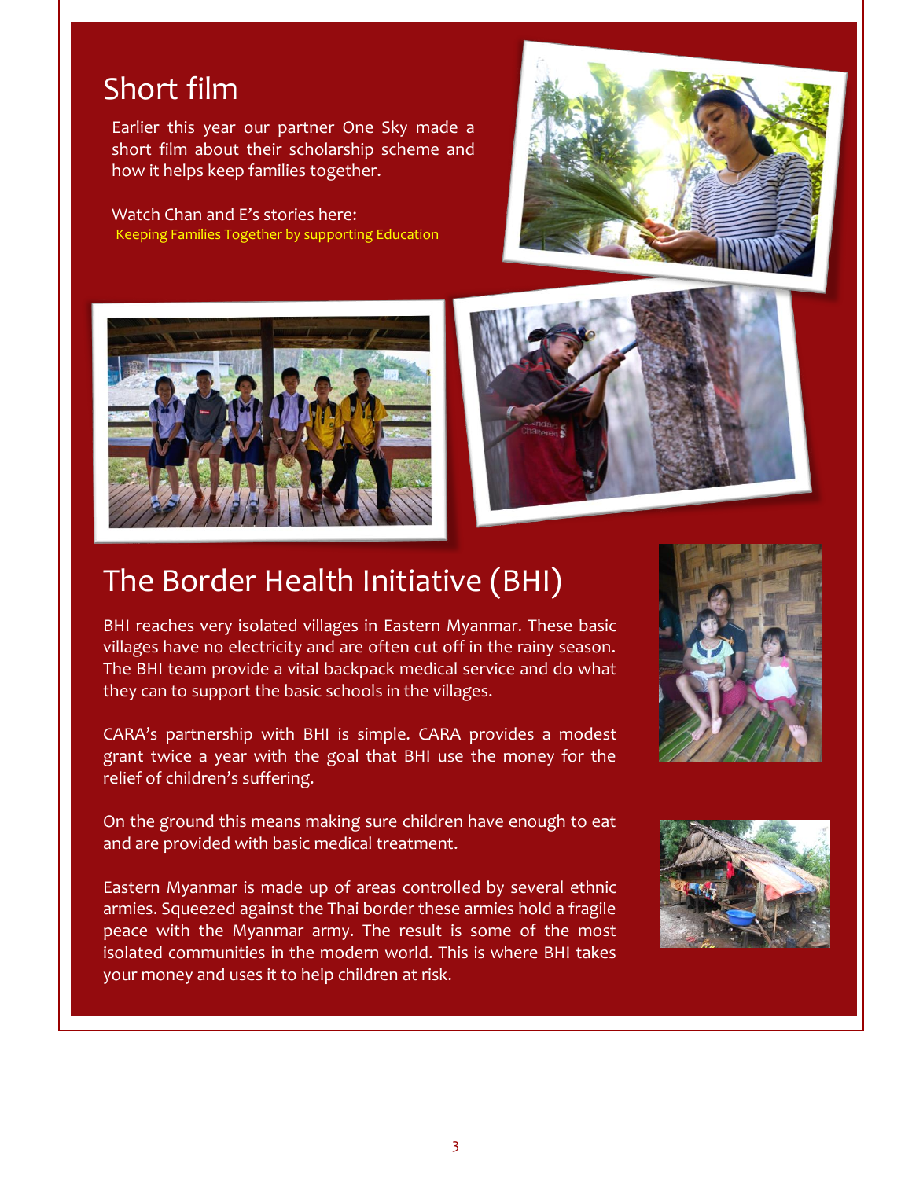## Short film

Earlier this year our partner One Sky made a short film about their scholarship scheme and how it helps keep families together.

Watch Chan and E's stories here:
[Keeping Families Together by supporting Education]

## The Border Health Initiative (BHI)

BHI reaches very isolated villages in Eastern Myanmar. These basic villages have no electricity and are often cut off in the rainy season. The BHI team provide a vital backpack medical service and do what they can to support the basic schools in the villages.

CARA's partnership with BHI is simple. CARA provides a modest grant twice a year with the goal that BHI use the money for the relief of children's suffering.

On the ground this means making sure children have enough to eat and are provided with basic medical treatment.

Eastern Myanmar is made up of areas controlled by several ethnic armies. Squeezed against the Thai border these armies hold a fragile peace with the Myanmar army. The result is some of the most isolated communities in the modern world. This is where BHI takes your money and uses it to help children at risk.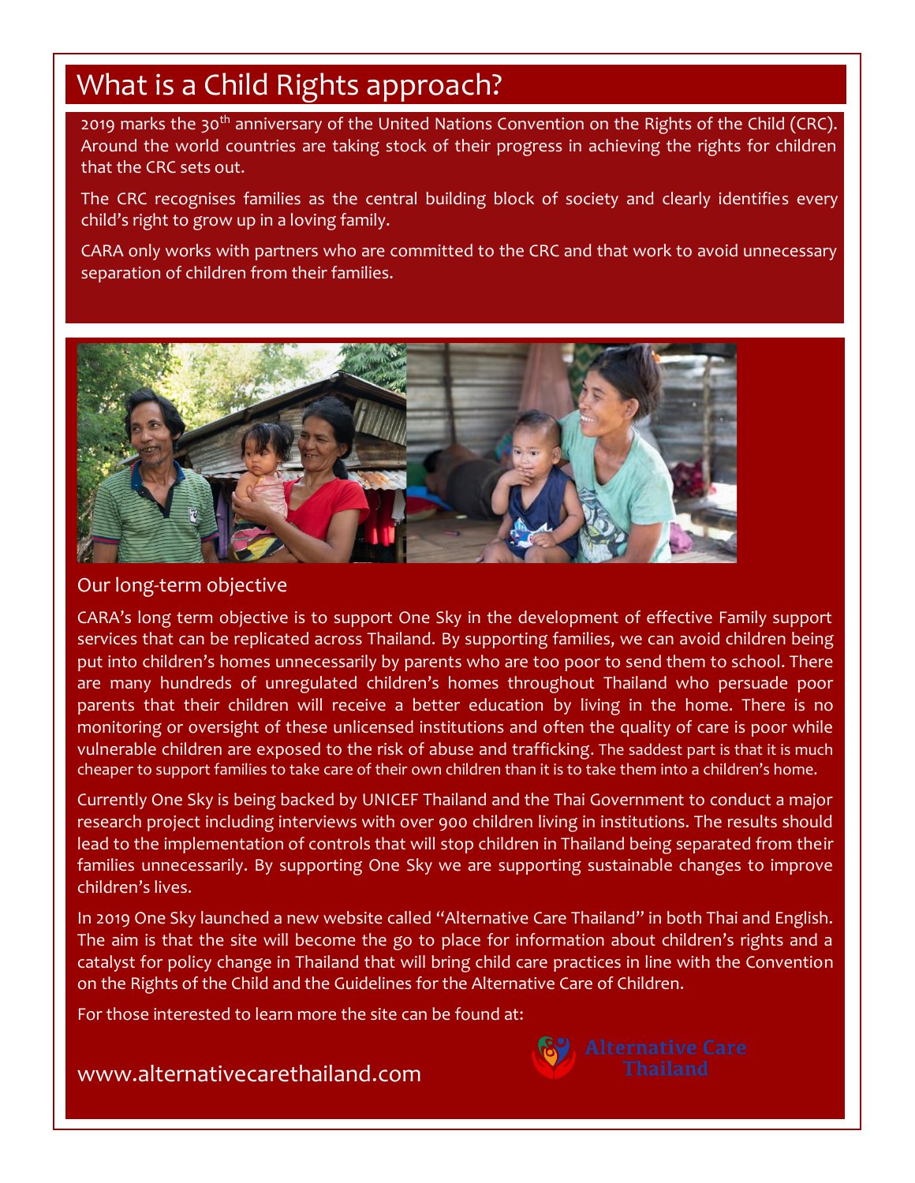# What is a Child Rights approach?

2019 marks the 30th anniversary of the United Nations Convention on the Rights of the Child (CRC). Around the world countries are taking stock of their progress in achieving the rights for children that the CRC sets out.

The CRC recognises families as the central building block of society and clearly identifies every child's right to grow up in a loving family.

CARA only works with partners who are committed to the CRC and that work to avoid unnecessary separation of children from their families.

## Our long-term objective

CARA's long term objective is to support One Sky in the development of effective Family support services that can be replicated across Thailand. By supporting families, we can avoid children being put into children's homes unnecessarily by parents who are too poor to send them to school. There are many hundreds of unregulated children's homes throughout Thailand who persuade poor parents that their children will receive a better education by living in the home. There is no monitoring or oversight of these unlicensed institutions and often the quality of care is poor while vulnerable children are exposed to the risk of abuse and trafficking. The saddest part is that it is much cheaper to support families to take care of their own children than it is to take them into a children's home.

Currently One Sky is being backed by UNICEF Thailand and the Thai Government to conduct a major research project including interviews with over 900 children living in institutions. The results should lead to the implementation of controls that will stop children in Thailand being separated from their families unnecessarily. By supporting One Sky we are supporting sustainable changes to improve children's lives.

In 2019 One Sky launched a new website called "Alternative Care Thailand" in both Thai and English. The aim is that the site will become the go to place for information about children's rights and a catalyst for policy change in Thailand that will bring child care practices in line with the Convention on the Rights of the Child and the Guidelines for the Alternative Care of Children.

For those interested to learn more the site can be found at:

www.alternativecarethailand.com

Alternative Care Thailand